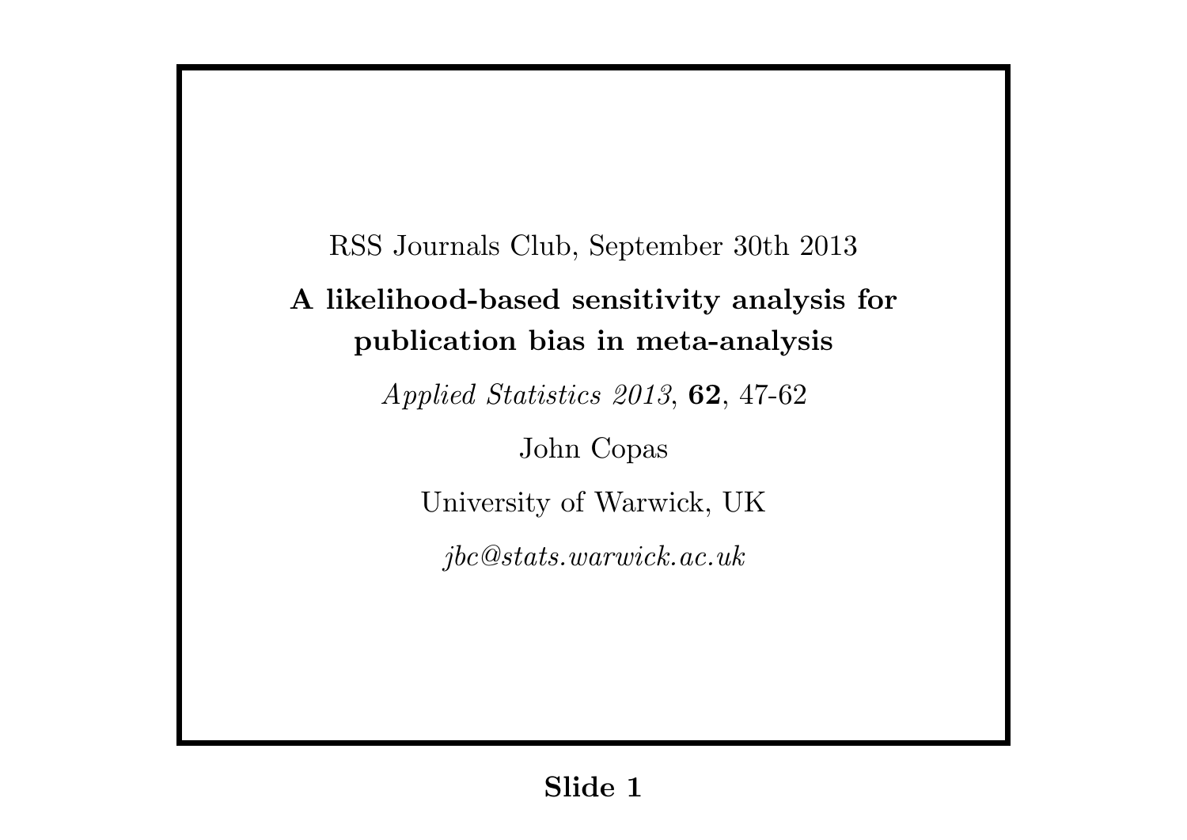RSS Journals Club, September 30th 2013

# A likelihood-based sensitivity analysis for publication bias in meta-analysis

*Applied Statistics 2013*, **62**, 47-62

John Copas

University of Warwick, UK

*jbc@stats.warwick.ac.uk*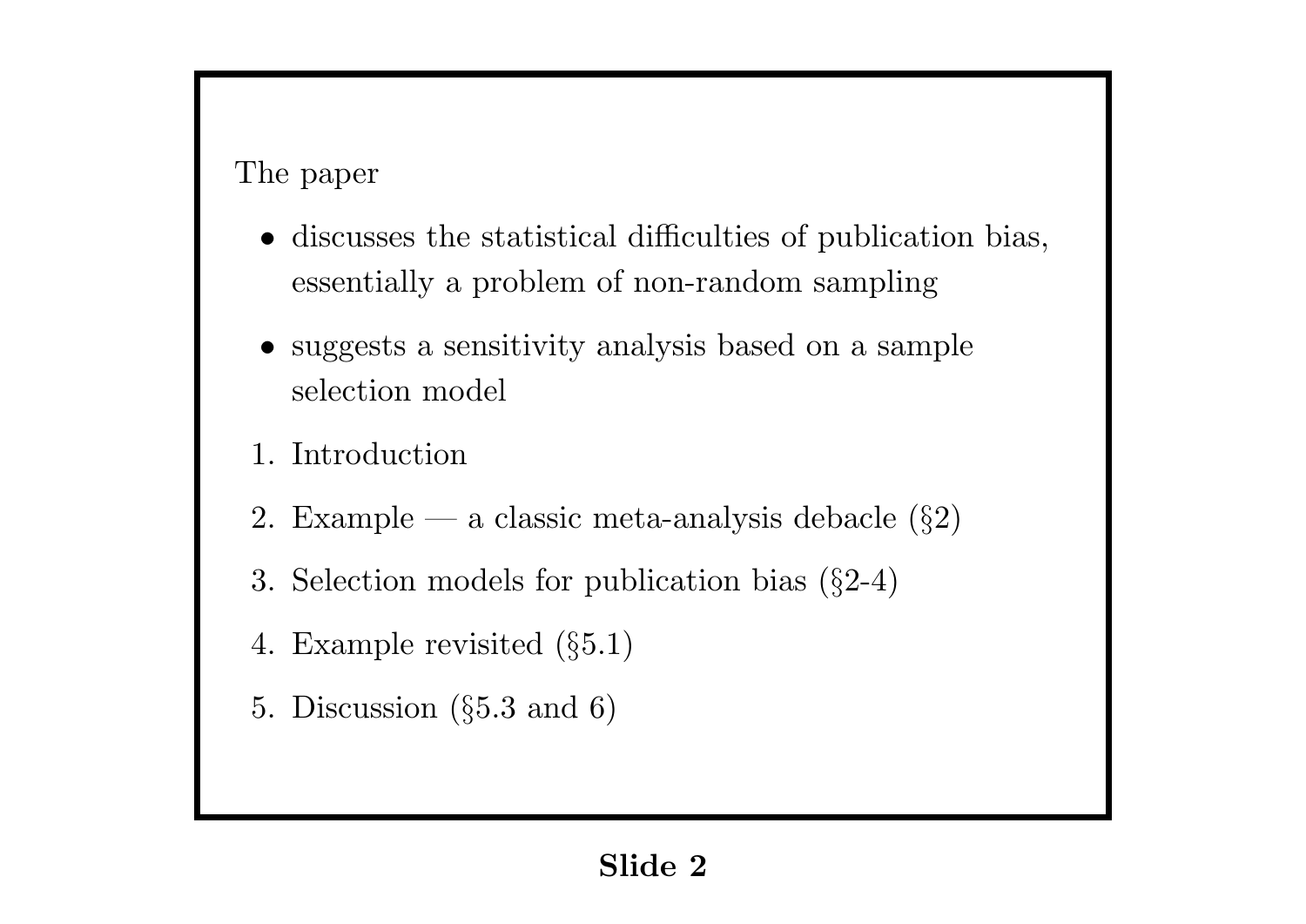The paper

- discusses the statistical difficulties of publication bias, essentially a problem of non-random sampling
- suggests a sensitivity analysis based on a sample selection model

1. Introduction
2. Example — a classic meta-analysis debacle (§2)
3. Selection models for publication bias (§2-4)
4. Example revisited (§5.1)
5. Discussion (§5.3 and 6)

**Slide 2**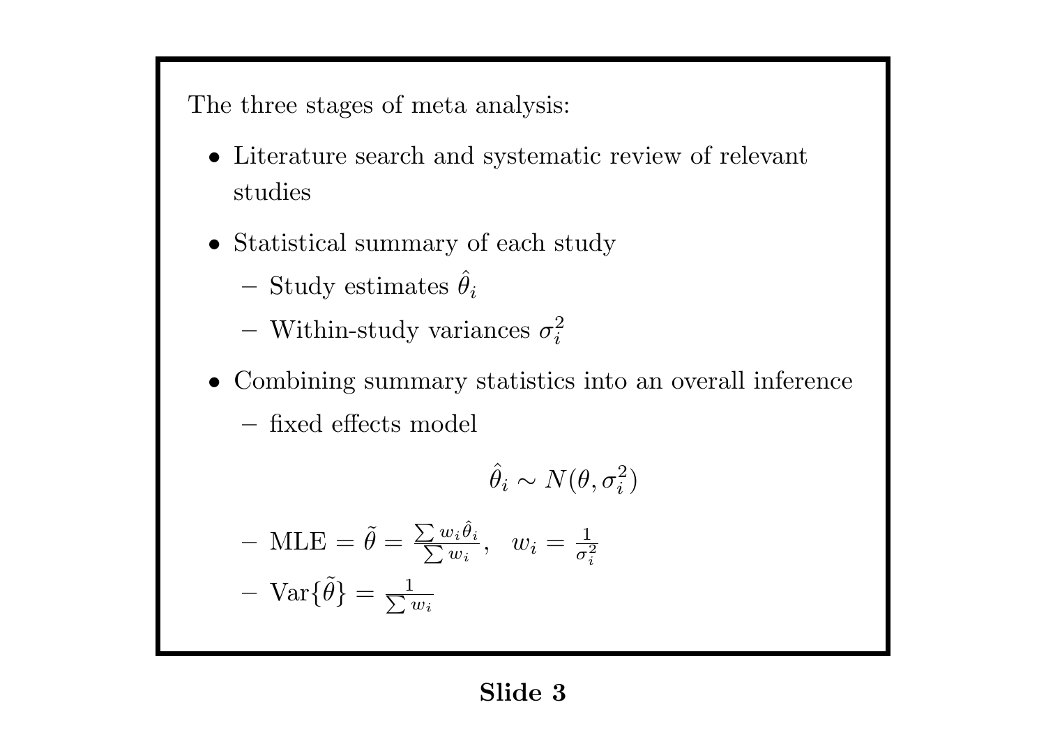The three stages of meta analysis:

- Literature search and systematic review of relevant studies
- Statistical summary of each study
  - Study estimates $\hat{\theta}_i$
  - Within-study variances $\sigma_i^2$
- Combining summary statistics into an overall inference
  - fixed effects model

$$\hat{\theta}_i \sim N(\theta, \sigma_i^2)$$

  - MLE $= \tilde{\theta} = \frac{\sum w_i \hat{\theta}_i}{\sum w_i}, \quad w_i = \frac{1}{\sigma_i^2}$
  - $\text{Var}\{\tilde{\theta}\} = \frac{1}{\sum w_i}$

**Slide 3**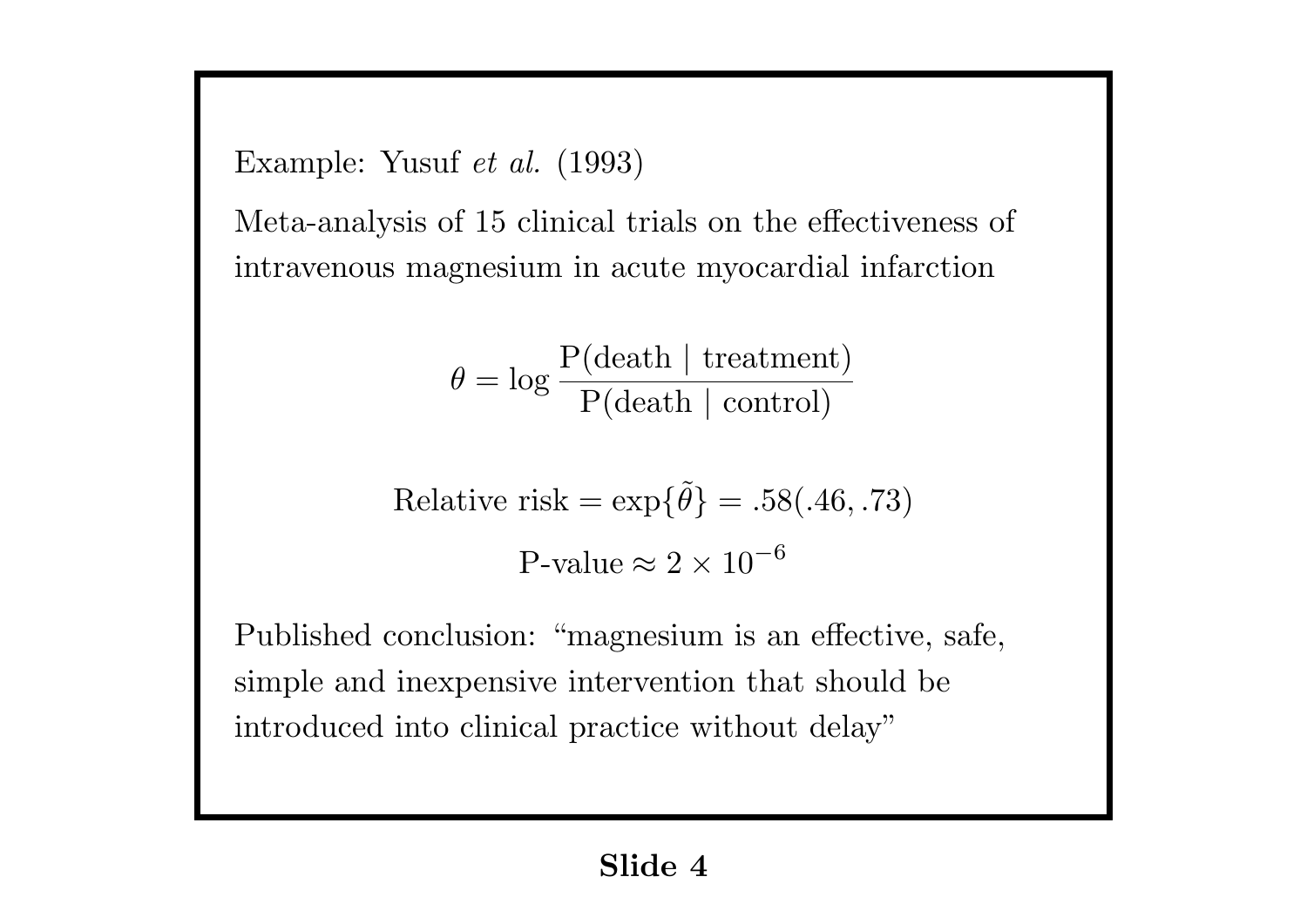Example: Yusuf *et al.* (1993)

Meta-analysis of 15 clinical trials on the effectiveness of intravenous magnesium in acute myocardial infarction

$$\theta = \log \frac{\text{P(death} \mid \text{treatment)}}{\text{P(death} \mid \text{control)}}$$

$$\text{Relative risk} = \exp\{\tilde{\theta}\} = .58(.46, .73)$$

$$\text{P-value} \approx 2 \times 10^{-6}$$

Published conclusion: “magnesium is an effective, safe, simple and inexpensive intervention that should be introduced into clinical practice without delay”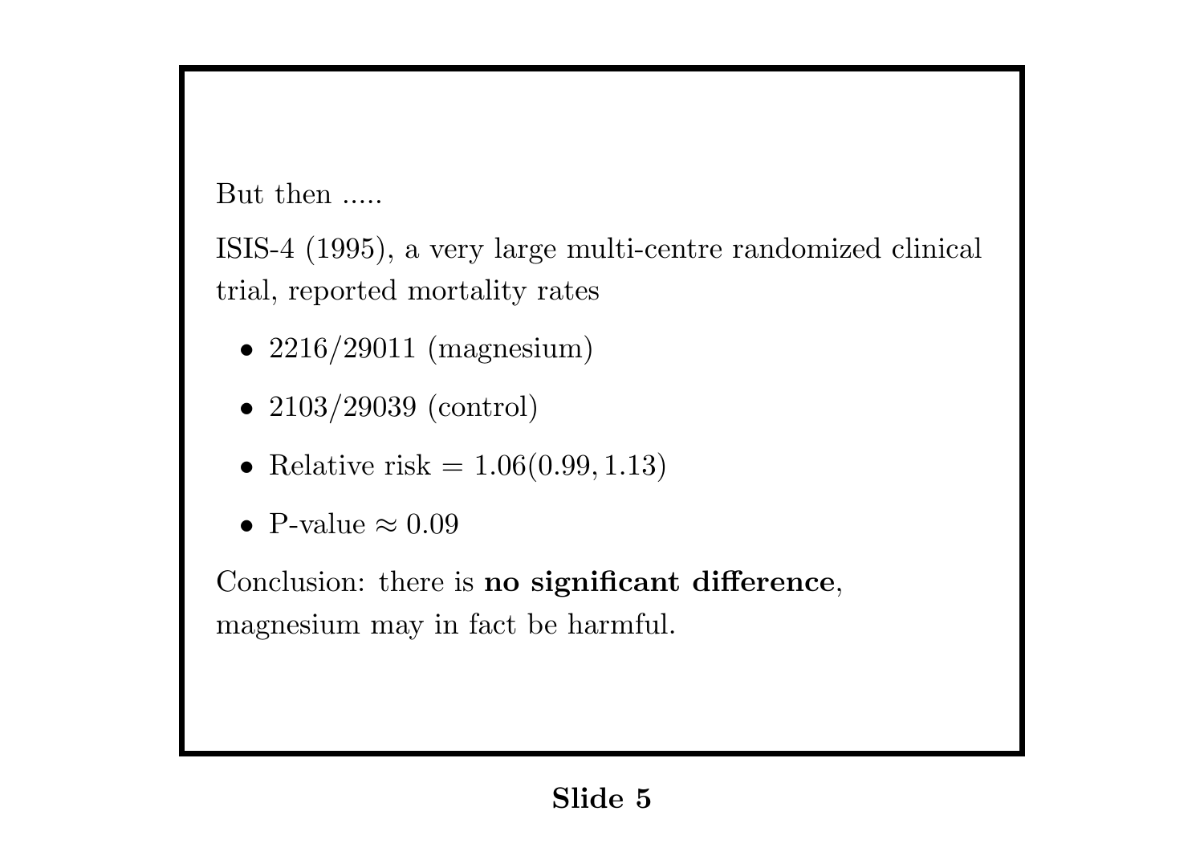But then .....

ISIS-4 (1995), a very large multi-centre randomized clinical trial, reported mortality rates

- 2216/29011 (magnesium)
- 2103/29039 (control)
- Relative risk $= 1.06(0.99, 1.13)$
- P-value $\approx 0.09$

Conclusion: there is **no significant difference**, magnesium may in fact be harmful.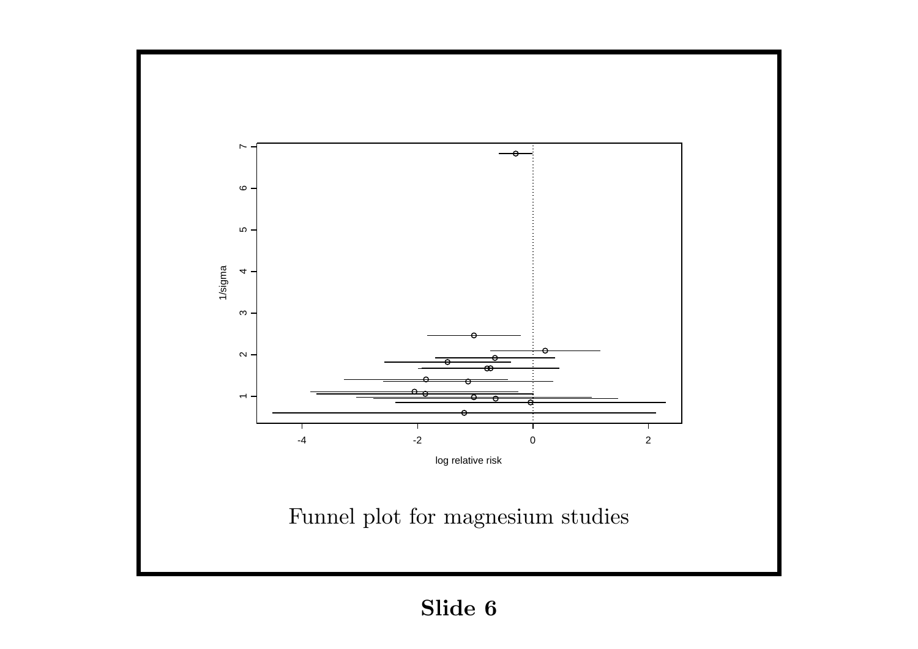Funnel plot for magnesium studies

**Slide 6**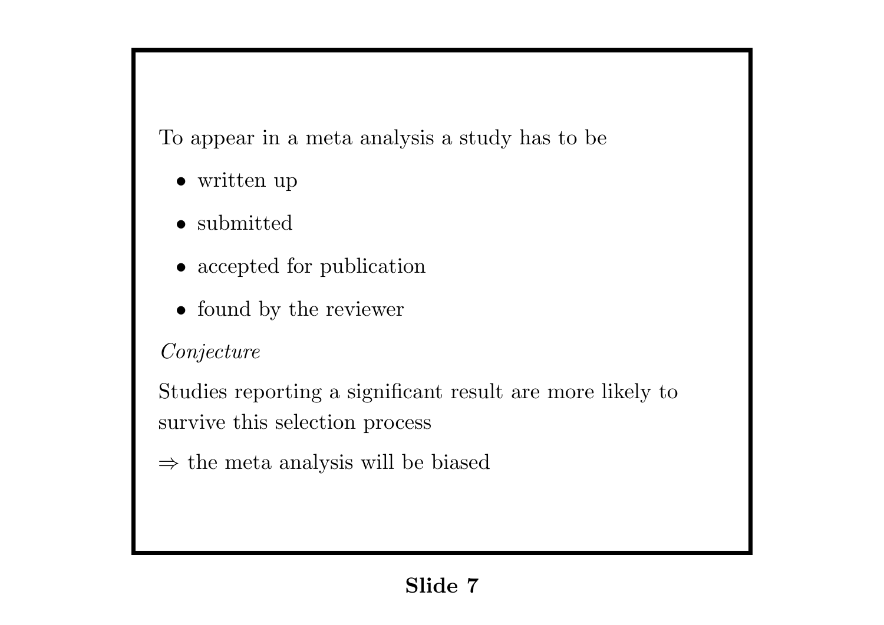To appear in a meta analysis a study has to be

- written up
- submitted
- accepted for publication
- found by the reviewer

*Conjecture*

Studies reporting a significant result are more likely to survive this selection process

$\Rightarrow$ the meta analysis will be biased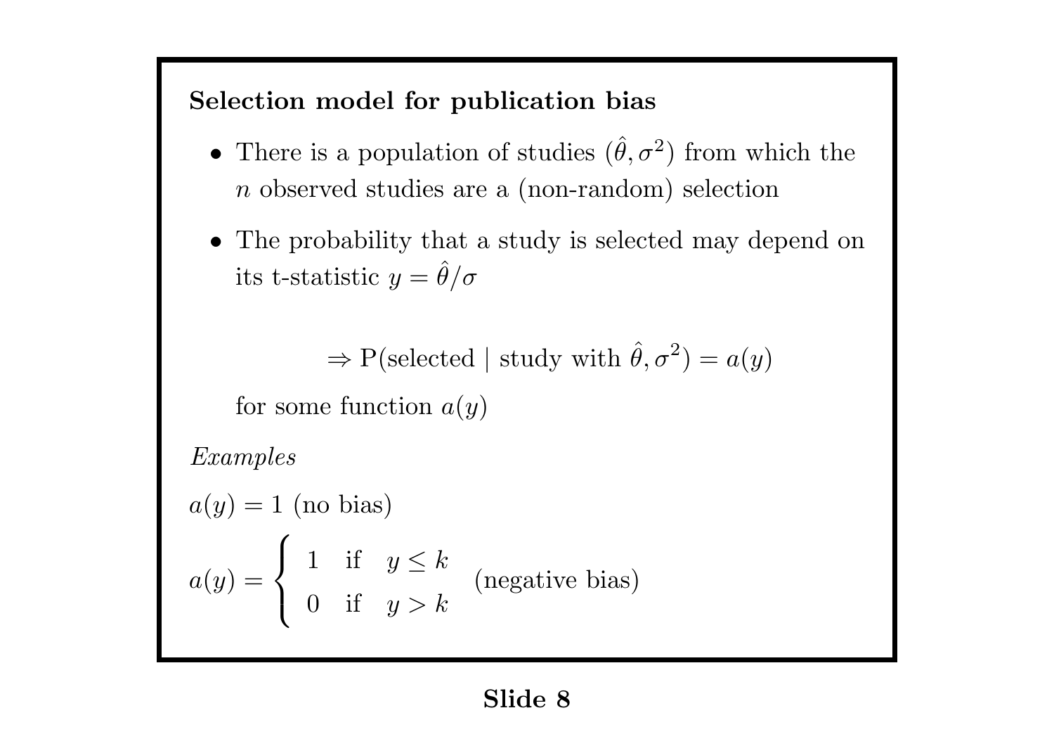## Selection model for publication bias

- There is a population of studies $(\hat{\theta}, \sigma^2)$ from which the $n$ observed studies are a (non-random) selection
- The probability that a study is selected may depend on its t-statistic $y = \hat{\theta}/\sigma$

$$\Rightarrow \text{P(selected} \mid \text{study with } \hat{\theta}, \sigma^2) = a(y)$$

for some function $a(y)$

*Examples*

$a(y) = 1$ (no bias)

$$a(y) = \begin{cases} 1 & \text{if} \quad y \leq k \\ 0 & \text{if} \quad y > k \end{cases} \quad \text{(negative bias)}$$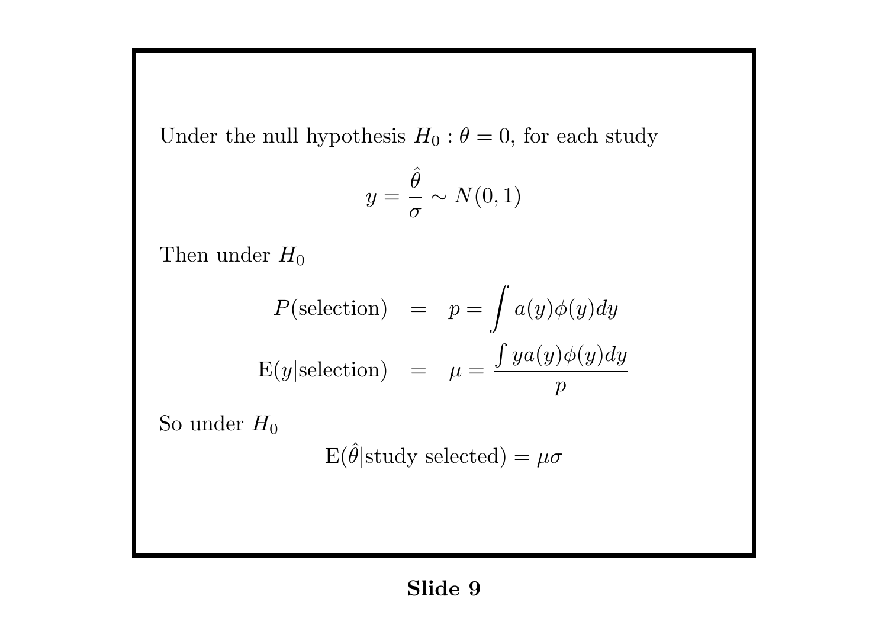Under the null hypothesis $H_0 : \theta = 0$, for each study

$$y = \frac{\hat{\theta}}{\sigma} \sim N(0, 1)$$

Then under $H_0$

$$\begin{aligned} P(\text{selection}) &= p = \int a(y)\phi(y)dy \\ \text{E}(y|\text{selection}) &= \mu = \frac{\int y a(y)\phi(y)dy}{p} \end{aligned}$$

So under $H_0$

$$\text{E}(\hat{\theta}|\text{study selected}) = \mu\sigma$$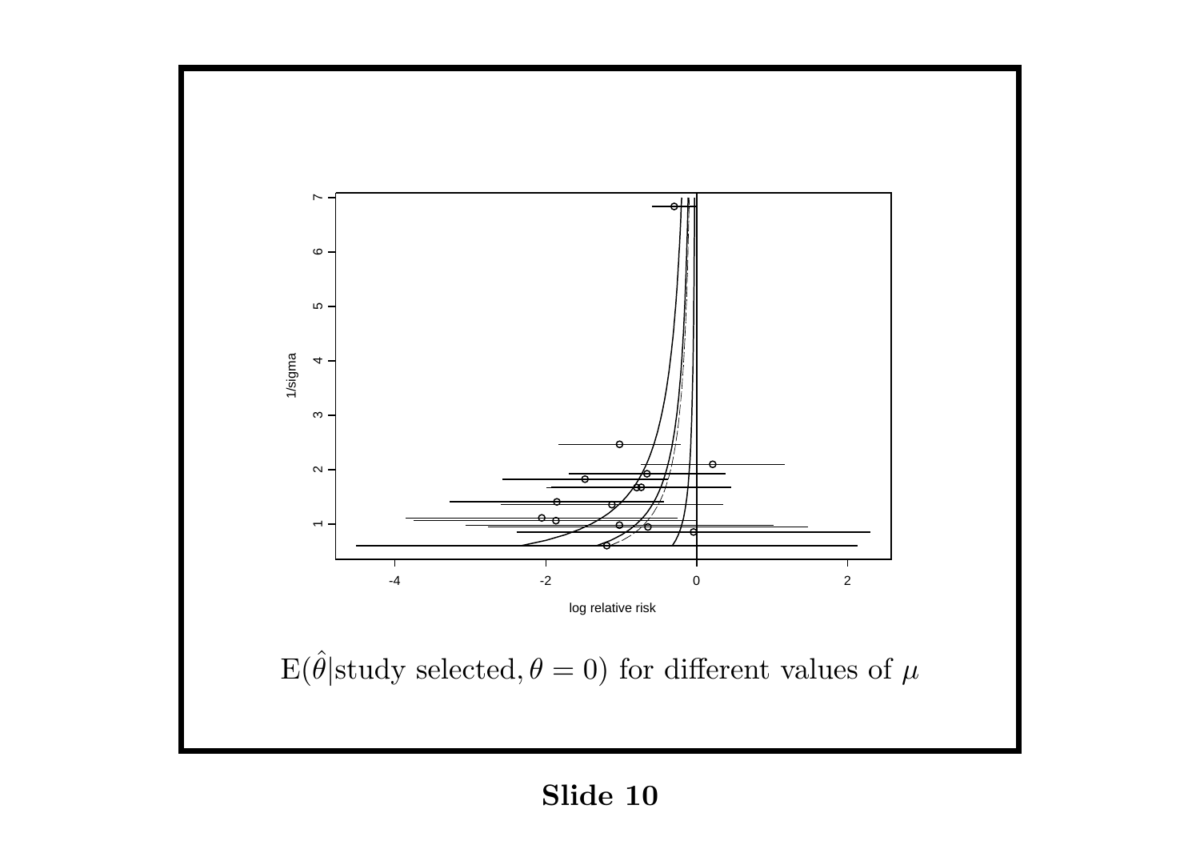$\mathrm{E}(\hat{\theta}|\text{study selected}, \theta = 0)$ for different values of $\mu$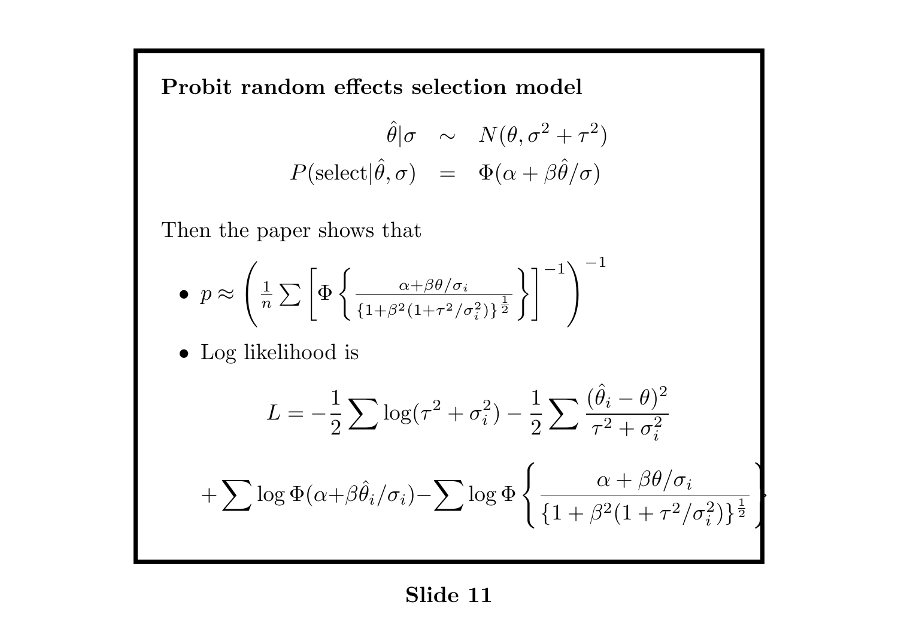**Probit random effects selection model**

$$
\begin{aligned}
\hat{\theta}|\sigma &\sim N(\theta, \sigma^2 + \tau^2) \\
P(\text{select}|\hat{\theta}, \sigma) &= \Phi(\alpha + \beta\hat{\theta}/\sigma)
\end{aligned}
$$

Then the paper shows that

- $p \approx \left( \frac{1}{n} \sum \left[ \Phi \left\{ \frac{\alpha + \beta\theta/\sigma_i}{\{1 + \beta^2(1 + \tau^2/\sigma_i^2)\}^{\frac{1}{2}}} \right\} \right]^{-1} \right)^{-1}$
- Log likelihood is

$$
L = -\frac{1}{2} \sum \log(\tau^2 + \sigma_i^2) - \frac{1}{2} \sum \frac{(\hat{\theta}_i - \theta)^2}{\tau^2 + \sigma_i^2}
$$

$$
+ \sum \log \Phi(\alpha + \beta\hat{\theta}_i/\sigma_i) - \sum \log \Phi \left\{ \frac{\alpha + \beta\theta/\sigma_i}{\{1 + \beta^2(1 + \tau^2/\sigma_i^2)\}^{\frac{1}{2}}} \right\}
$$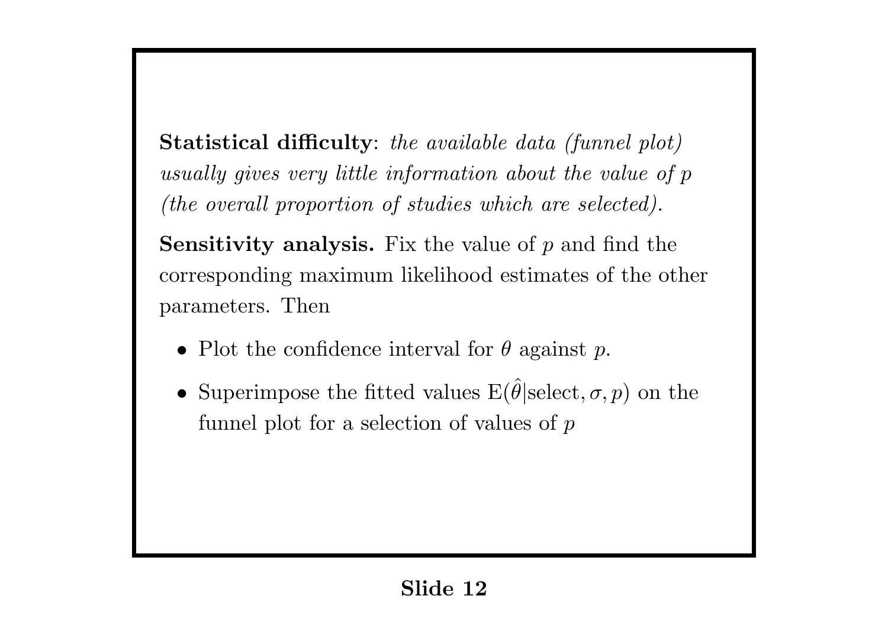**Statistical difficulty**: *the available data (funnel plot) usually gives very little information about the value of $p$ (the overall proportion of studies which are selected).*

**Sensitivity analysis.** Fix the value of $p$ and find the corresponding maximum likelihood estimates of the other parameters. Then

- Plot the confidence interval for $\theta$ against $p$.
- Superimpose the fitted values $\mathrm{E}(\hat{\theta}|\mathrm{select}, \sigma, p)$ on the funnel plot for a selection of values of $p$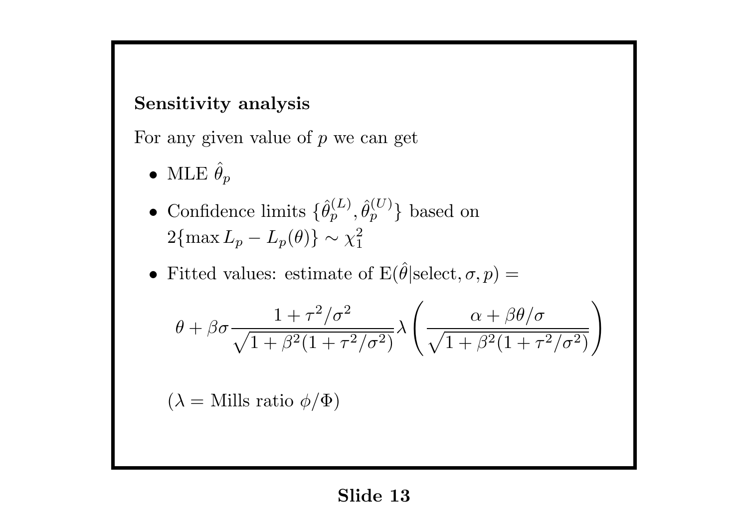**Sensitivity analysis**

For any given value of $p$ we can get

- MLE $\hat{\theta}_p$
- Confidence limits $\{\hat{\theta}_p^{(L)}, \hat{\theta}_p^{(U)}\}$ based on $2\{\max L_p - L_p(\theta)\} \sim \chi_1^2$
- Fitted values: estimate of $\mathrm{E}(\hat{\theta}|\text{select}, \sigma, p) =$

$$\theta + \beta\sigma \frac{1 + \tau^2/\sigma^2}{\sqrt{1 + \beta^2(1 + \tau^2/\sigma^2)}} \lambda \left( \frac{\alpha + \beta\theta/\sigma}{\sqrt{1 + \beta^2(1 + \tau^2/\sigma^2)}} \right)$$

($\lambda =$ Mills ratio $\phi/\Phi$)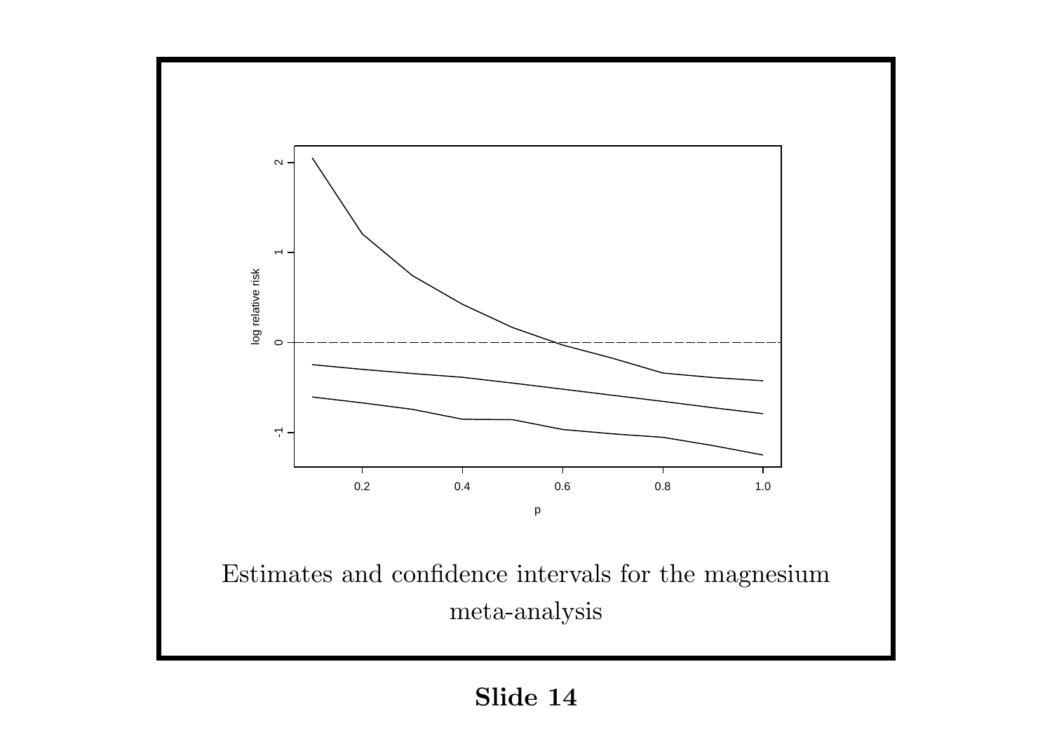Estimates and confidence intervals for the magnesium meta-analysis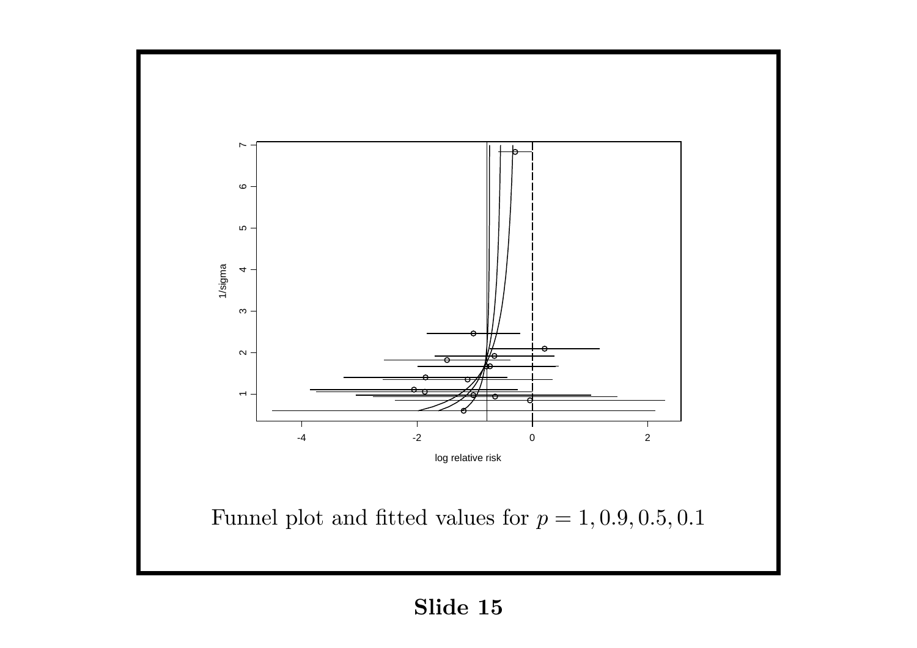Funnel plot and fitted values for $p = 1, 0.9, 0.5, 0.1$

**Slide 15**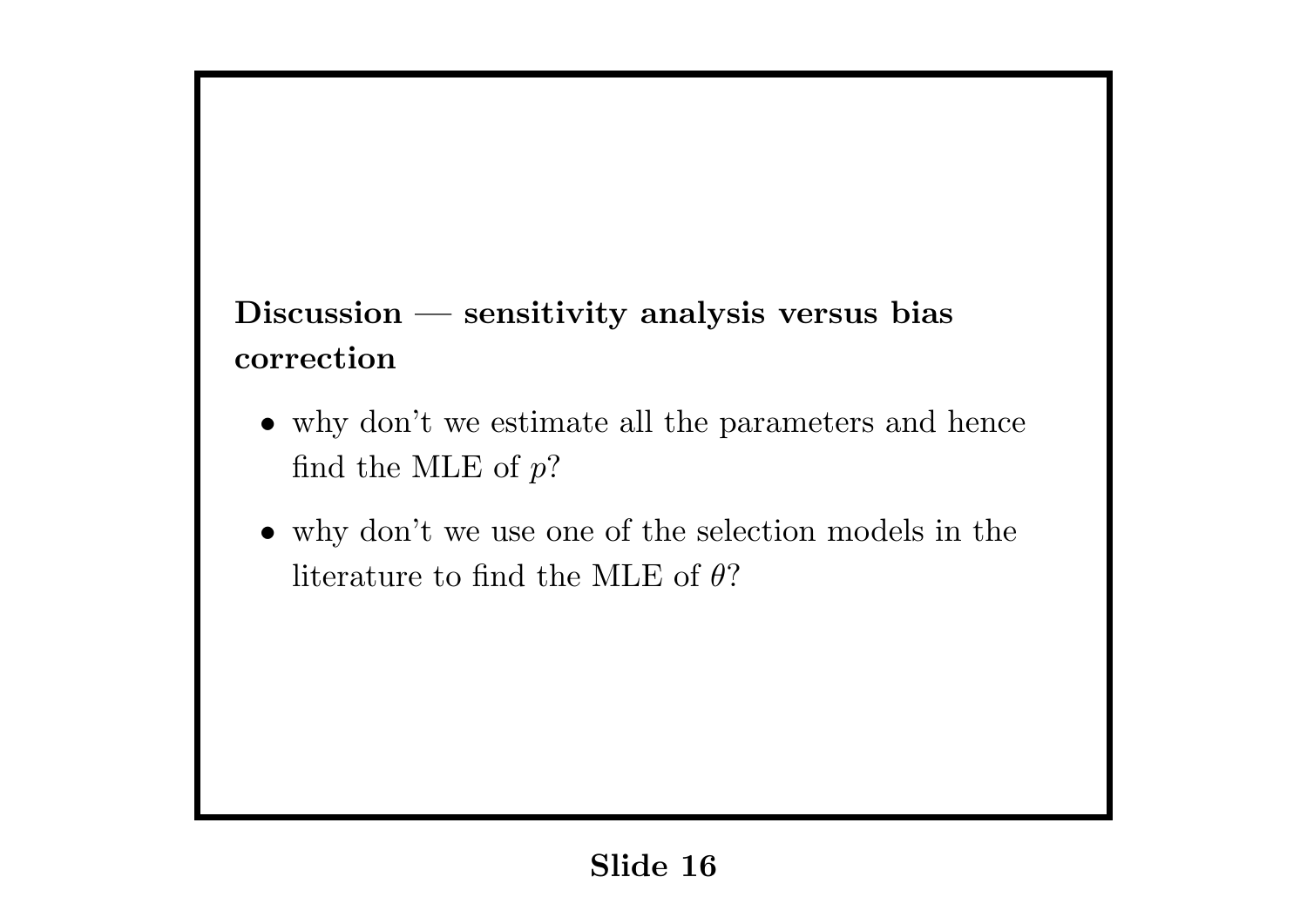**Discussion — sensitivity analysis versus bias correction**

- why don't we estimate all the parameters and hence find the MLE of $p$?
- why don't we use one of the selection models in the literature to find the MLE of $\theta$?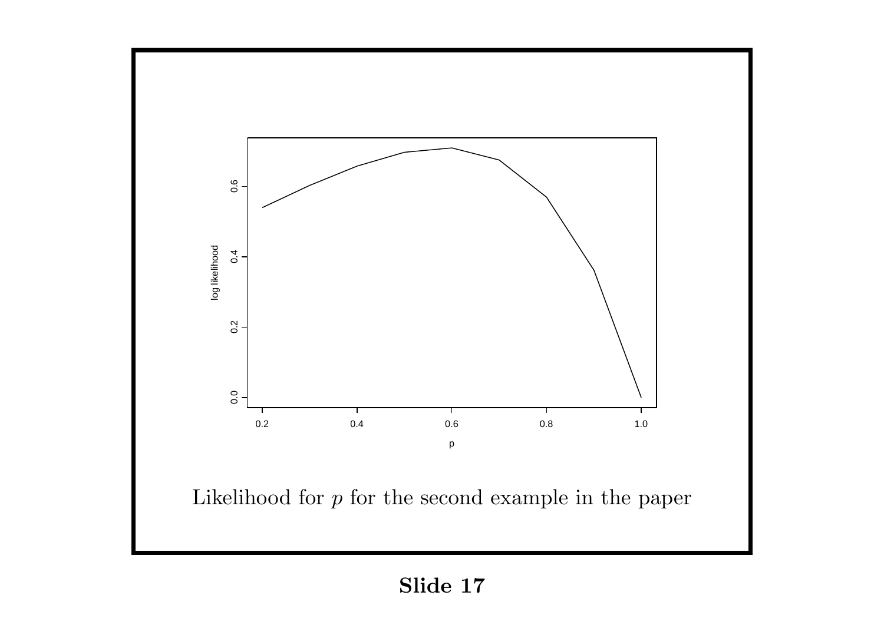Likelihood for $p$ for the second example in the paper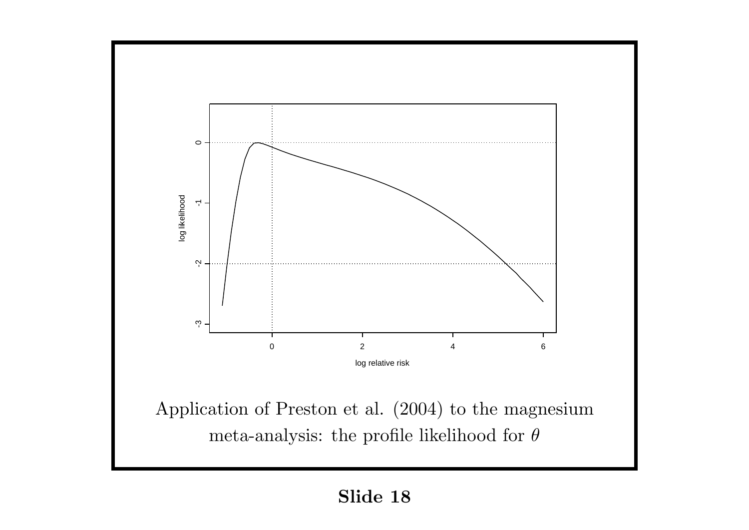Application of Preston et al. (2004) to the magnesium meta-analysis: the profile likelihood for $\theta$

**Slide 18**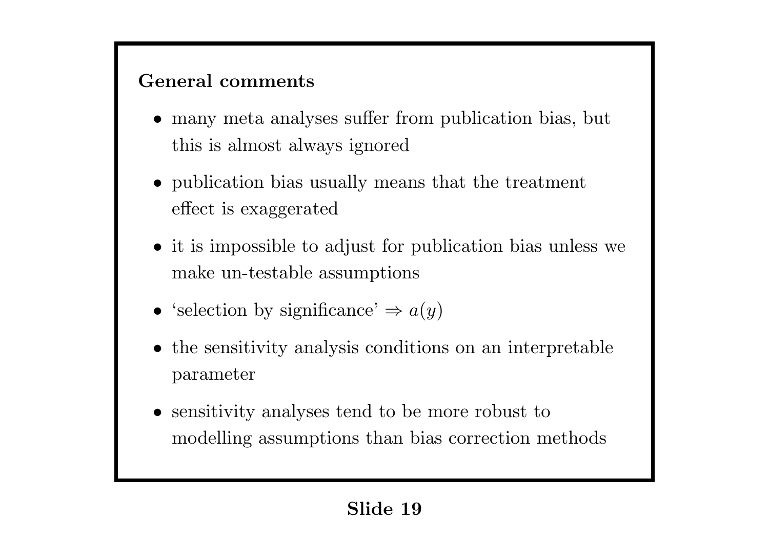**General comments**

- many meta analyses suffer from publication bias, but this is almost always ignored
- publication bias usually means that the treatment effect is exaggerated
- it is impossible to adjust for publication bias unless we make un-testable assumptions
- 'selection by significance' $\Rightarrow a(y)$
- the sensitivity analysis conditions on an interpretable parameter
- sensitivity analyses tend to be more robust to modelling assumptions than bias correction methods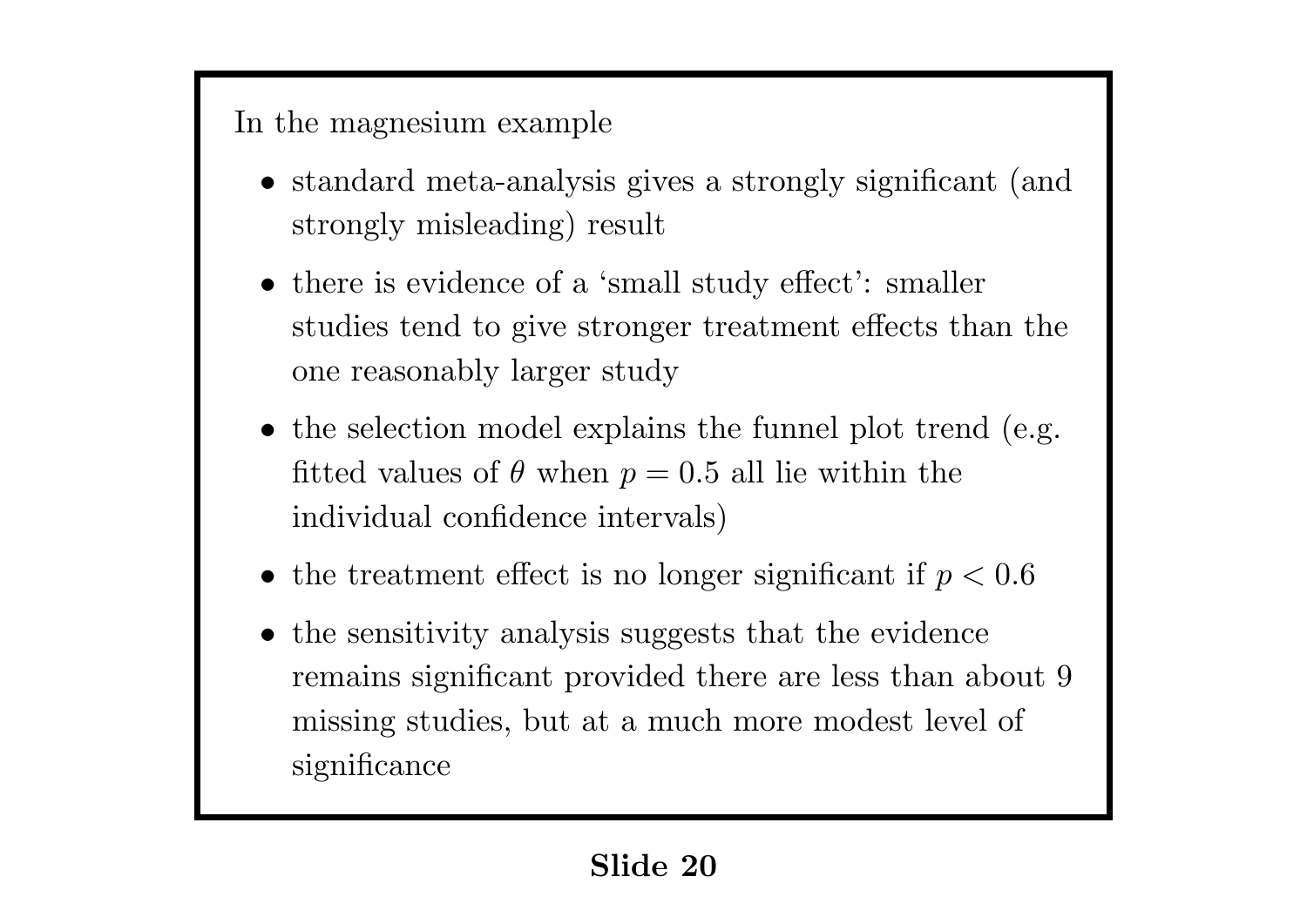In the magnesium example

- standard meta-analysis gives a strongly significant (and strongly misleading) result
- there is evidence of a 'small study effect': smaller studies tend to give stronger treatment effects than the one reasonably larger study
- the selection model explains the funnel plot trend (e.g. fitted values of $\theta$ when $p = 0.5$ all lie within the individual confidence intervals)
- the treatment effect is no longer significant if $p < 0.6$
- the sensitivity analysis suggests that the evidence remains significant provided there are less than about 9 missing studies, but at a much more modest level of significance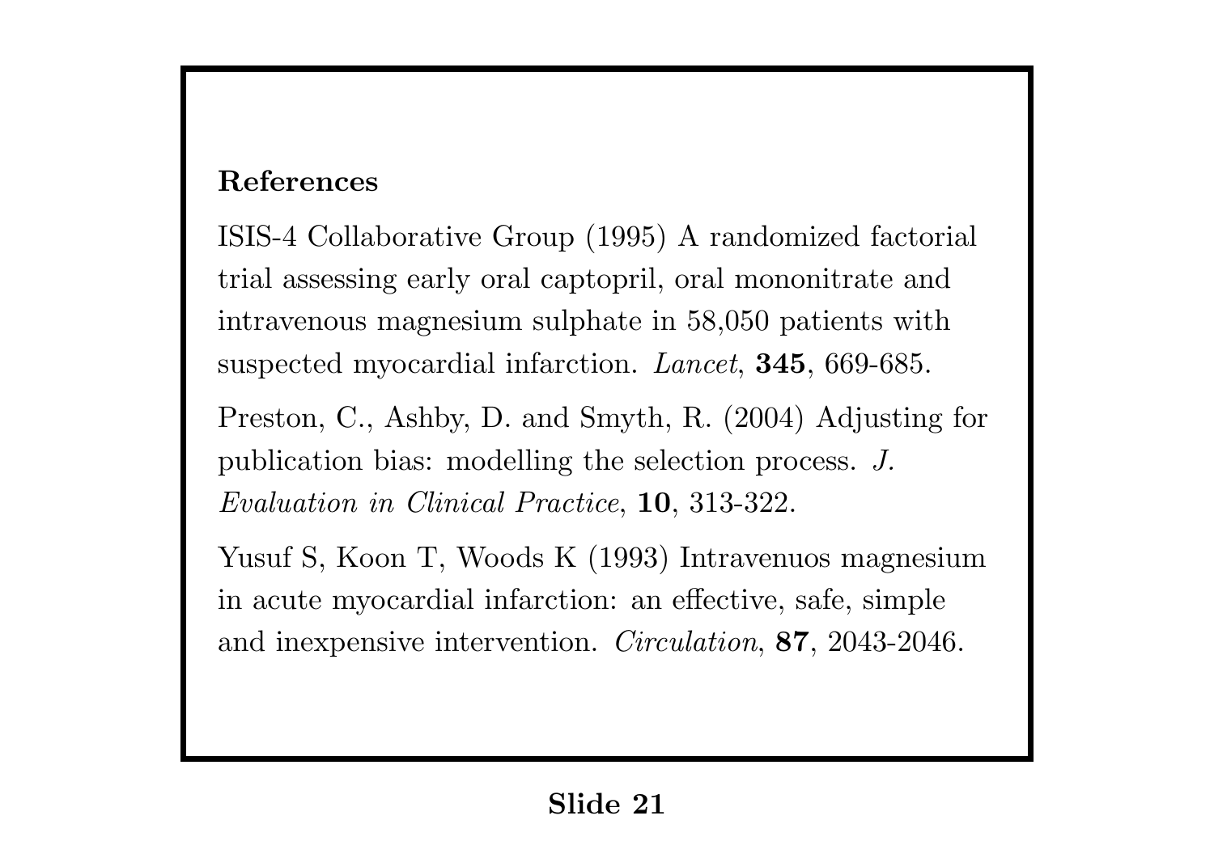**References**

ISIS-4 Collaborative Group (1995) A randomized factorial trial assessing early oral captopril, oral mononitrate and intravenous magnesium sulphate in 58,050 patients with suspected myocardial infarction. *Lancet*, **345**, 669-685.

Preston, C., Ashby, D. and Smyth, R. (2004) Adjusting for publication bias: modelling the selection process. *J. Evaluation in Clinical Practice*, **10**, 313-322.

Yusuf S, Koon T, Woods K (1993) Intravenuos magnesium in acute myocardial infarction: an effective, safe, simple and inexpensive intervention. *Circulation*, **87**, 2043-2046.